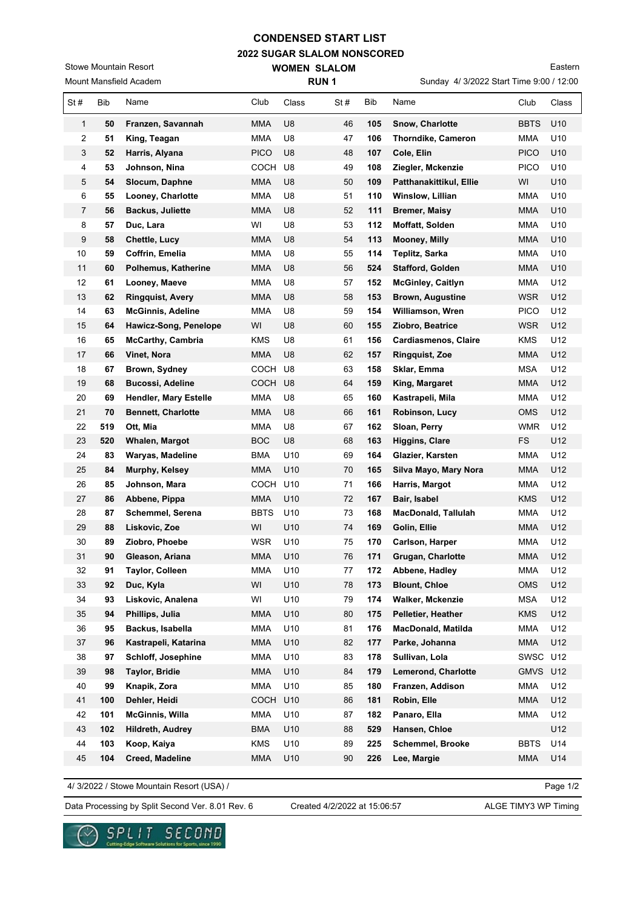# CONDENSED START LIST

## 2022 SUGAR SLALOM NONSCORED

Stowe Mountain Resort

Mount Mansfield Academ

**WOMEN SLALOM**

**RUN 1**

Eastern

Sunday 4/ 3/2022 Start Time 9:00 / 12:00

| St # | Bib | Name | Club | Class |
|---|---|---|---|---|
| 1 | **50** | **Franzen, Savannah** | MMA | U8 |
| 2 | **51** | **King, Teagan** | MMA | U8 |
| 3 | **52** | **Harris, Alyana** | PICO | U8 |
| 4 | **53** | **Johnson, Nina** | COCH | U8 |
| 5 | **54** | **Slocum, Daphne** | MMA | U8 |
| 6 | **55** | **Looney, Charlotte** | MMA | U8 |
| 7 | **56** | **Backus, Juliette** | MMA | U8 |
| 8 | **57** | **Duc, Lara** | WI | U8 |
| 9 | **58** | **Chettle, Lucy** | MMA | U8 |
| 10 | **59** | **Coffrin, Emelia** | MMA | U8 |
| 11 | **60** | **Polhemus, Katherine** | MMA | U8 |
| 12 | **61** | **Looney, Maeve** | MMA | U8 |
| 13 | **62** | **Ringquist, Avery** | MMA | U8 |
| 14 | **63** | **McGinnis, Adeline** | MMA | U8 |
| 15 | **64** | **Hawicz-Song, Penelope** | WI | U8 |
| 16 | **65** | **McCarthy, Cambria** | KMS | U8 |
| 17 | **66** | **Vinet, Nora** | MMA | U8 |
| 18 | **67** | **Brown, Sydney** | COCH | U8 |
| 19 | **68** | **Bucossi, Adeline** | COCH | U8 |
| 20 | **69** | **Hendler, Mary Estelle** | MMA | U8 |
| 21 | **70** | **Bennett, Charlotte** | MMA | U8 |
| 22 | **519** | **Ott, Mia** | MMA | U8 |
| 23 | **520** | **Whalen, Margot** | BOC | U8 |
| 24 | **83** | **Waryas, Madeline** | BMA | U10 |
| 25 | **84** | **Murphy, Kelsey** | MMA | U10 |
| 26 | **85** | **Johnson, Mara** | COCH | U10 |
| 27 | **86** | **Abbene, Pippa** | MMA | U10 |
| 28 | **87** | **Schemmel, Serena** | BBTS | U10 |
| 29 | **88** | **Liskovic, Zoe** | WI | U10 |
| 30 | **89** | **Ziobro, Phoebe** | WSR | U10 |
| 31 | **90** | **Gleason, Ariana** | MMA | U10 |
| 32 | **91** | **Taylor, Colleen** | MMA | U10 |
| 33 | **92** | **Duc, Kyla** | WI | U10 |
| 34 | **93** | **Liskovic, Analena** | WI | U10 |
| 35 | **94** | **Phillips, Julia** | MMA | U10 |
| 36 | **95** | **Backus, Isabella** | MMA | U10 |
| 37 | **96** | **Kastrapeli, Katarina** | MMA | U10 |
| 38 | **97** | **Schloff, Josephine** | MMA | U10 |
| 39 | **98** | **Taylor, Bridie** | MMA | U10 |
| 40 | **99** | **Knapik, Zora** | MMA | U10 |
| 41 | **100** | **Dehler, Heidi** | COCH | U10 |
| 42 | **101** | **McGinnis, Willa** | MMA | U10 |
| 43 | **102** | **Hildreth, Audrey** | BMA | U10 |
| 44 | **103** | **Koop, Kaiya** | KMS | U10 |
| 45 | **104** | **Creed, Madeline** | MMA | U10 |
| 46 | **105** | **Snow, Charlotte** | BBTS | U10 |
| 47 | **106** | **Thorndike, Cameron** | MMA | U10 |
| 48 | **107** | **Cole, Elin** | PICO | U10 |
| 49 | **108** | **Ziegler, Mckenzie** | PICO | U10 |
| 50 | **109** | **Patthanakittikul, Ellie** | WI | U10 |
| 51 | **110** | **Winslow, Lillian** | MMA | U10 |
| 52 | **111** | **Bremer, Maisy** | MMA | U10 |
| 53 | **112** | **Moffatt, Solden** | MMA | U10 |
| 54 | **113** | **Mooney, Milly** | MMA | U10 |
| 55 | **114** | **Teplitz, Sarka** | MMA | U10 |
| 56 | **524** | **Stafford, Golden** | MMA | U10 |
| 57 | **152** | **McGinley, Caitlyn** | MMA | U12 |
| 58 | **153** | **Brown, Augustine** | WSR | U12 |
| 59 | **154** | **Williamson, Wren** | PICO | U12 |
| 60 | **155** | **Ziobro, Beatrice** | WSR | U12 |
| 61 | **156** | **Cardiasmenos, Claire** | KMS | U12 |
| 62 | **157** | **Ringquist, Zoe** | MMA | U12 |
| 63 | **158** | **Sklar, Emma** | MSA | U12 |
| 64 | **159** | **King, Margaret** | MMA | U12 |
| 65 | **160** | **Kastrapeli, Mila** | MMA | U12 |
| 66 | **161** | **Robinson, Lucy** | OMS | U12 |
| 67 | **162** | **Sloan, Perry** | WMR | U12 |
| 68 | **163** | **Higgins, Clare** | FS | U12 |
| 69 | **164** | **Glazier, Karsten** | MMA | U12 |
| 70 | **165** | **Silva Mayo, Mary Nora** | MMA | U12 |
| 71 | **166** | **Harris, Margot** | MMA | U12 |
| 72 | **167** | **Bair, Isabel** | KMS | U12 |
| 73 | **168** | **MacDonald, Tallulah** | MMA | U12 |
| 74 | **169** | **Golin, Ellie** | MMA | U12 |
| 75 | **170** | **Carlson, Harper** | MMA | U12 |
| 76 | **171** | **Grugan, Charlotte** | MMA | U12 |
| 77 | **172** | **Abbene, Hadley** | MMA | U12 |
| 78 | **173** | **Blount, Chloe** | OMS | U12 |
| 79 | **174** | **Walker, Mckenzie** | MSA | U12 |
| 80 | **175** | **Pelletier, Heather** | KMS | U12 |
| 81 | **176** | **MacDonald, Matilda** | MMA | U12 |
| 82 | **177** | **Parke, Johanna** | MMA | U12 |
| 83 | **178** | **Sullivan, Lola** | SWSC | U12 |
| 84 | **179** | **Lemerond, Charlotte** | GMVS | U12 |
| 85 | **180** | **Franzen, Addison** | MMA | U12 |
| 86 | **181** | **Robin, Elle** | MMA | U12 |
| 87 | **182** | **Panaro, Ella** | MMA | U12 |
| 88 | **529** | **Hansen, Chloe** | | U12 |
| 89 | **225** | **Schemmel, Brooke** | BBTS | U14 |
| 90 | **226** | **Lee, Margie** | MMA | U14 |

4/ 3/2022 / Stowe Mountain Resort (USA) /

Data Processing by Split Second Ver. 8.01 Rev. 6 — Created 4/2/2022 at 15:06:57 — ALGE TIMY3 WP Timing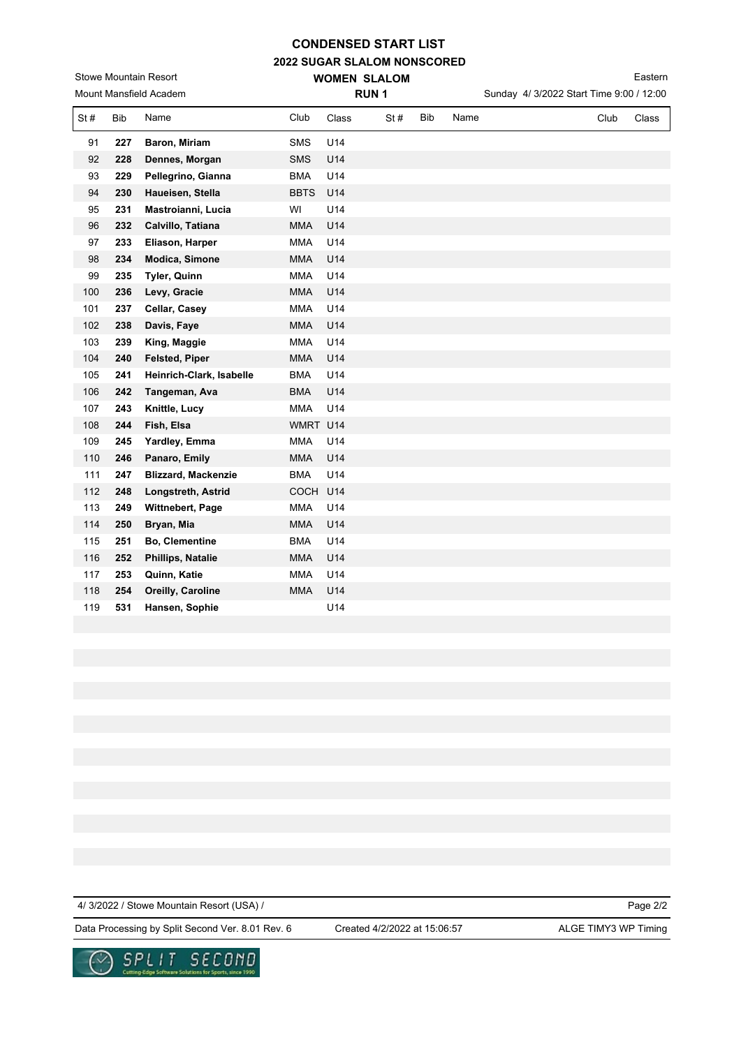# CONDENSED START LIST

## 2022 SUGAR SLALOM NONSCORED

Stowe Mountain Resort

Mount Mansfield Academ

**WOMEN SLALOM**

**RUN 1**

Eastern

Sunday 4/ 3/2022 Start Time 9:00 / 12:00

| St # | Bib | Name | Club | Class | St # | Bib | Name | Club | Class |
|---|---|---|---|---|---|---|---|---|---|
| 91 | **227** | **Baron, Miriam** | SMS | U14 | | | | | |
| 92 | **228** | **Dennes, Morgan** | SMS | U14 | | | | | |
| 93 | **229** | **Pellegrino, Gianna** | BMA | U14 | | | | | |
| 94 | **230** | **Haueisen, Stella** | BBTS | U14 | | | | | |
| 95 | **231** | **Mastroianni, Lucia** | WI | U14 | | | | | |
| 96 | **232** | **Calvillo, Tatiana** | MMA | U14 | | | | | |
| 97 | **233** | **Eliason, Harper** | MMA | U14 | | | | | |
| 98 | **234** | **Modica, Simone** | MMA | U14 | | | | | |
| 99 | **235** | **Tyler, Quinn** | MMA | U14 | | | | | |
| 100 | **236** | **Levy, Gracie** | MMA | U14 | | | | | |
| 101 | **237** | **Cellar, Casey** | MMA | U14 | | | | | |
| 102 | **238** | **Davis, Faye** | MMA | U14 | | | | | |
| 103 | **239** | **King, Maggie** | MMA | U14 | | | | | |
| 104 | **240** | **Felsted, Piper** | MMA | U14 | | | | | |
| 105 | **241** | **Heinrich-Clark, Isabelle** | BMA | U14 | | | | | |
| 106 | **242** | **Tangeman, Ava** | BMA | U14 | | | | | |
| 107 | **243** | **Knittle, Lucy** | MMA | U14 | | | | | |
| 108 | **244** | **Fish, Elsa** | WMRT | U14 | | | | | |
| 109 | **245** | **Yardley, Emma** | MMA | U14 | | | | | |
| 110 | **246** | **Panaro, Emily** | MMA | U14 | | | | | |
| 111 | **247** | **Blizzard, Mackenzie** | BMA | U14 | | | | | |
| 112 | **248** | **Longstreth, Astrid** | COCH | U14 | | | | | |
| 113 | **249** | **Wittnebert, Page** | MMA | U14 | | | | | |
| 114 | **250** | **Bryan, Mia** | MMA | U14 | | | | | |
| 115 | **251** | **Bo, Clementine** | BMA | U14 | | | | | |
| 116 | **252** | **Phillips, Natalie** | MMA | U14 | | | | | |
| 117 | **253** | **Quinn, Katie** | MMA | U14 | | | | | |
| 118 | **254** | **Oreilly, Caroline** | MMA | U14 | | | | | |
| 119 | **531** | **Hansen, Sophie** | | U14 | | | | | |

4/ 3/2022 / Stowe Mountain Resort (USA) /

Data Processing by Split Second Ver. 8.01 Rev. 6 — Created 4/2/2022 at 15:06:57 — ALGE TIMY3 WP Timing